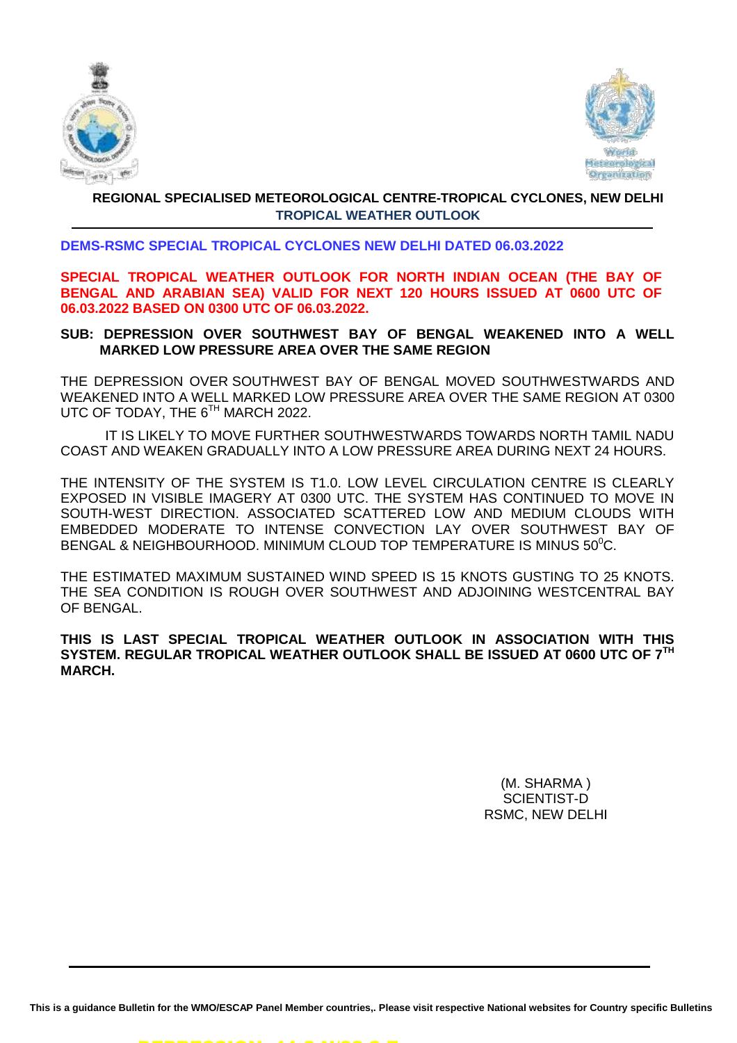**REGIONAL SPECIALISED METEOROLOGICAL CENTRE-TROPICAL CYCLONES, NEW DELHI**
**TROPICAL WEATHER OUTLOOK**

**DEMS-RSMC SPECIAL TROPICAL CYCLONES NEW DELHI DATED 06.03.2022**

**SPECIAL TROPICAL WEATHER OUTLOOK FOR NORTH INDIAN OCEAN (THE BAY OF BENGAL AND ARABIAN SEA) VALID FOR NEXT 120 HOURS ISSUED AT 0600 UTC OF 06.03.2022 BASED ON 0300 UTC OF 06.03.2022.**

**SUB: DEPRESSION OVER SOUTHWEST BAY OF BENGAL WEAKENED INTO A WELL MARKED LOW PRESSURE AREA OVER THE SAME REGION**

THE DEPRESSION OVER SOUTHWEST BAY OF BENGAL MOVED SOUTHWESTWARDS AND WEAKENED INTO A WELL MARKED LOW PRESSURE AREA OVER THE SAME REGION AT 0300 UTC OF TODAY, THE 6$^{TH}$ MARCH 2022.

IT IS LIKELY TO MOVE FURTHER SOUTHWESTWARDS TOWARDS NORTH TAMIL NADU COAST AND WEAKEN GRADUALLY INTO A LOW PRESSURE AREA DURING NEXT 24 HOURS.

THE INTENSITY OF THE SYSTEM IS T1.0. LOW LEVEL CIRCULATION CENTRE IS CLEARLY EXPOSED IN VISIBLE IMAGERY AT 0300 UTC. THE SYSTEM HAS CONTINUED TO MOVE IN SOUTH-WEST DIRECTION. ASSOCIATED SCATTERED LOW AND MEDIUM CLOUDS WITH EMBEDDED MODERATE TO INTENSE CONVECTION LAY OVER SOUTHWEST BAY OF BENGAL & NEIGHBOURHOOD. MINIMUM CLOUD TOP TEMPERATURE IS MINUS 50$^{0}$C.

THE ESTIMATED MAXIMUM SUSTAINED WIND SPEED IS 15 KNOTS GUSTING TO 25 KNOTS. THE SEA CONDITION IS ROUGH OVER SOUTHWEST AND ADJOINING WESTCENTRAL BAY OF BENGAL.

**THIS IS LAST SPECIAL TROPICAL WEATHER OUTLOOK IN ASSOCIATION WITH THIS SYSTEM. REGULAR TROPICAL WEATHER OUTLOOK SHALL BE ISSUED AT 0600 UTC OF 7$^{TH}$ MARCH.**

(M. SHARMA )
SCIENTIST-D
RSMC, NEW DELHI

**This is a guidance Bulletin for the WMO/ESCAP Panel Member countries,. Please visit respective National websites for Country specific Bulletins**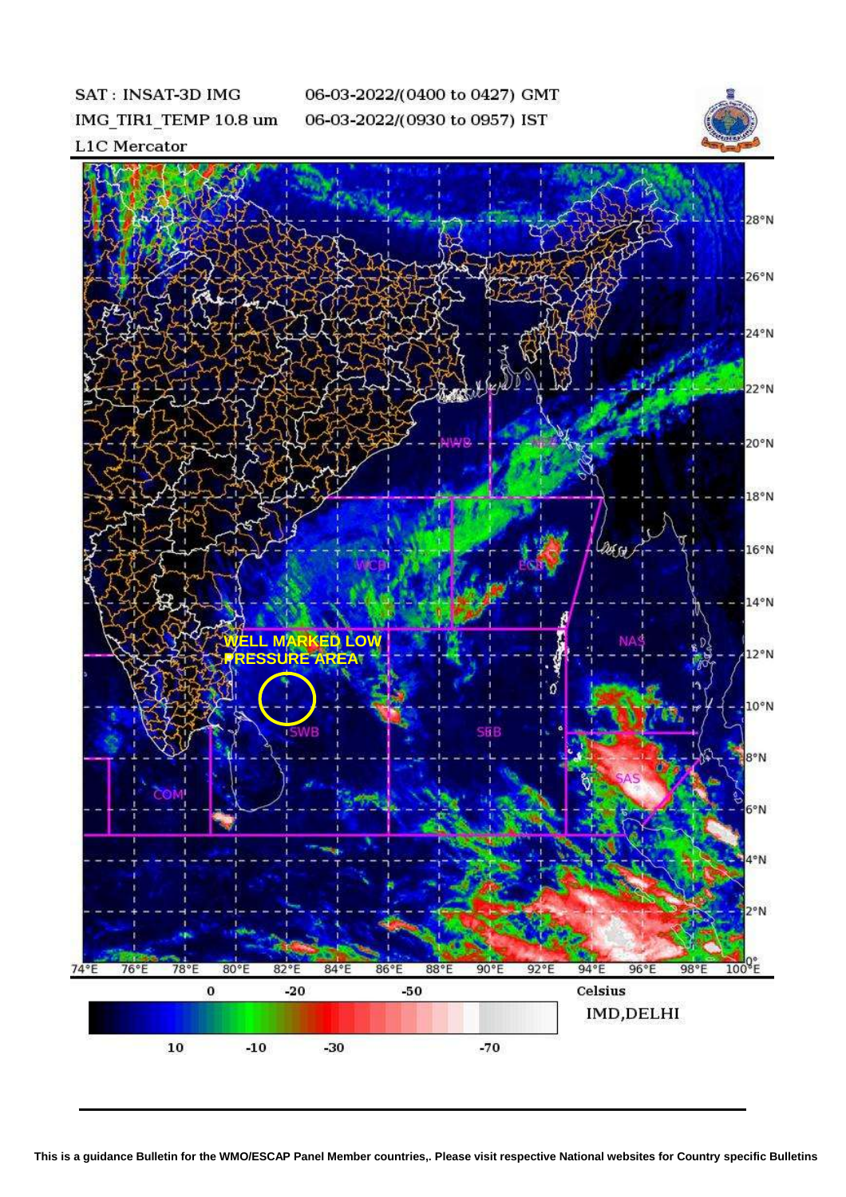SAT : INSAT-3D IMG

IMG_TIR1_TEMP 10.8 um

L1C Mercator

06-03-2022/(0400 to 0427) GMT

06-03-2022/(0930 to 0957) IST

WELL MARKED LOW PRESSURE AREA

Celsius

IMD,DELHI

This is a guidance Bulletin for the WMO/ESCAP Panel Member countries,. Please visit respective National websites for Country specific Bulletins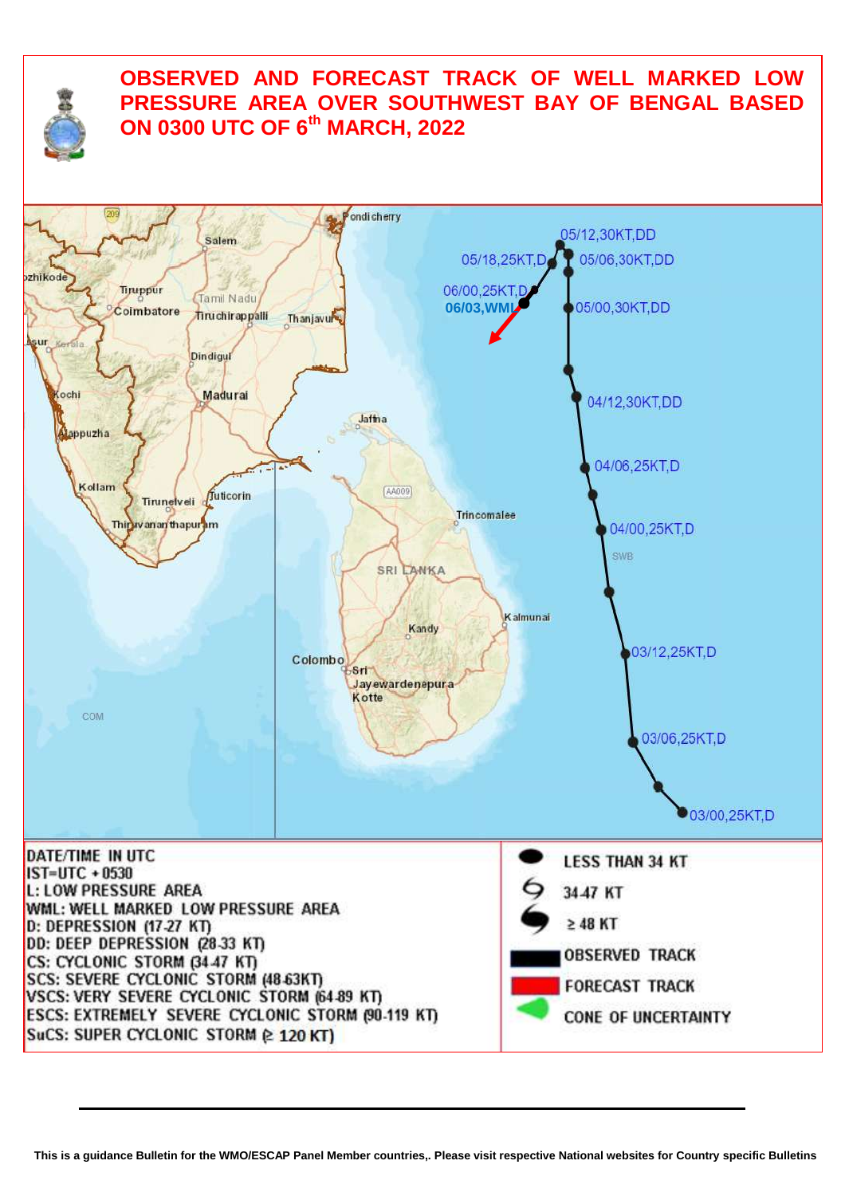# OBSERVED AND FORECAST TRACK OF WELL MARKED LOW PRESSURE AREA OVER SOUTHWEST BAY OF BENGAL BASED ON 0300 UTC OF 6th MARCH, 2022

05/12,30KT,DD
05/18,25KT,D
05/06,30KT,DD
06/00,25KT,D
06/03,WML
05/00,30KT,DD
04/12,30KT,DD
04/06,25KT,D
04/00,25KT,D
03/12,25KT,D
03/06,25KT,D
03/00,25KT,D

DATE/TIME IN UTC
IST=UTC + 0530
L: LOW PRESSURE AREA
WML: WELL MARKED LOW PRESSURE AREA
D: DEPRESSION (17-27 KT)
DD: DEEP DEPRESSION (28-33 KT)
CS: CYCLONIC STORM (34-47 KT)
SCS: SEVERE CYCLONIC STORM (48-63KT)
VSCS: VERY SEVERE CYCLONIC STORM (64-89 KT)
ESCS: EXTREMELY SEVERE CYCLONIC STORM (90-119 KT)
SuCS: SUPER CYCLONIC STORM (≥ 120 KT)

LESS THAN 34 KT
34-47 KT
≥ 48 KT
OBSERVED TRACK
FORECAST TRACK
CONE OF UNCERTAINTY

This is a guidance Bulletin for the WMO/ESCAP Panel Member countries,. Please visit respective National websites for Country specific Bulletins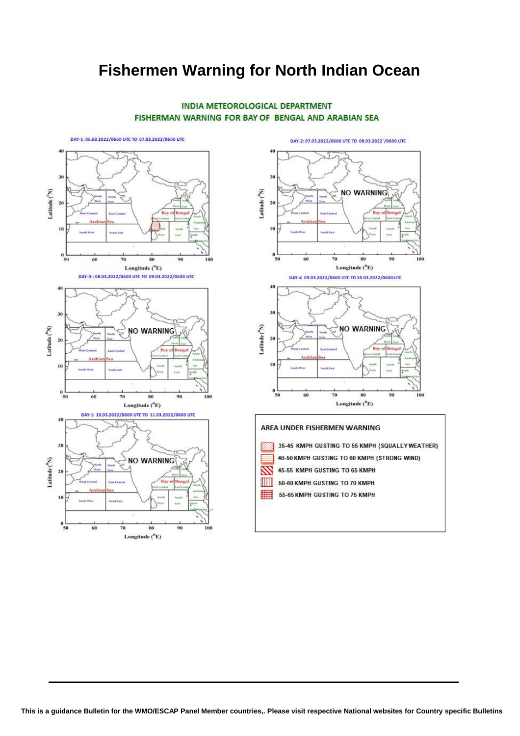# Fishermen Warning for North Indian Ocean

INDIA METEOROLOGICAL DEPARTMENT
FISHERMAN WARNING FOR BAY OF BENGAL AND ARABIAN SEA

DAY-1: 06.03.2022/0600 UTC TO 07.03.2022/0600 UTC

DAY-2: 07.03.2022/0600 UTC TO 08.03.2022 /0600 UTC

NO WARNING

DAY-3-: 08.03.2022/0600 UTC TO 09.03.2022/0600 UTC

NO WARNING

DAY-4 09.03.2022/0600 UTC TO 10.03.2022/0600 UTC

NO WARNING

DAY-5 10.03.2022/0600 UTC TO 11.03.2022/0600 UTC

NO WARNING

Latitude (°N)

Longitude (°E)

AREA UNDER FISHERMEN WARNING

- 35-45 KMPH GUSTING TO 55 KMPH (SQUALLY WEATHER)
- 40-50 KMPH GUSTING TO 60 KMPH (STRONG WIND)
- 45-55 KMPH GUSTING TO 65 KMPH
- 50-60 KMPH GUSTING TO 70 KMPH
- 55-65 KMPH GUSTING TO 75 KMPH

**This is a guidance Bulletin for the WMO/ESCAP Panel Member countries,. Please visit respective National websites for Country specific Bulletins**